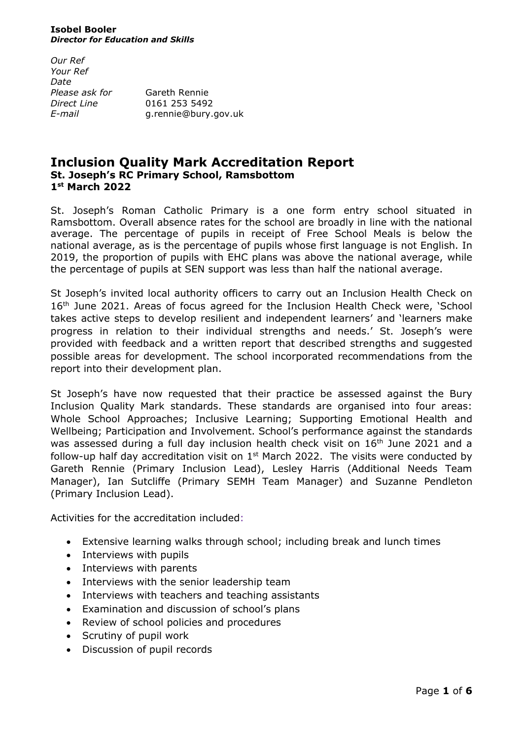**Isobel Booler**
***Director for Education and Skills***

*Our Ref*
*Your Ref*
*Date*
*Please ask for* Gareth Rennie
*Direct Line* 0161 253 5492
*E-mail* g.rennie@bury.gov.uk

# Inclusion Quality Mark Accreditation Report

**St. Joseph's RC Primary School, Ramsbottom**
**1st March 2022**

St. Joseph's Roman Catholic Primary is a one form entry school situated in Ramsbottom. Overall absence rates for the school are broadly in line with the national average. The percentage of pupils in receipt of Free School Meals is below the national average, as is the percentage of pupils whose first language is not English. In 2019, the proportion of pupils with EHC plans was above the national average, while the percentage of pupils at SEN support was less than half the national average.

St Joseph's invited local authority officers to carry out an Inclusion Health Check on 16th June 2021. Areas of focus agreed for the Inclusion Health Check were, 'School takes active steps to develop resilient and independent learners' and 'learners make progress in relation to their individual strengths and needs.' St. Joseph's were provided with feedback and a written report that described strengths and suggested possible areas for development. The school incorporated recommendations from the report into their development plan.

St Joseph's have now requested that their practice be assessed against the Bury Inclusion Quality Mark standards. These standards are organised into four areas: Whole School Approaches; Inclusive Learning; Supporting Emotional Health and Wellbeing; Participation and Involvement. School's performance against the standards was assessed during a full day inclusion health check visit on 16th June 2021 and a follow-up half day accreditation visit on 1st March 2022. The visits were conducted by Gareth Rennie (Primary Inclusion Lead), Lesley Harris (Additional Needs Team Manager), Ian Sutcliffe (Primary SEMH Team Manager) and Suzanne Pendleton (Primary Inclusion Lead).

Activities for the accreditation included:

- Extensive learning walks through school; including break and lunch times
- Interviews with pupils
- Interviews with parents
- Interviews with the senior leadership team
- Interviews with teachers and teaching assistants
- Examination and discussion of school's plans
- Review of school policies and procedures
- Scrutiny of pupil work
- Discussion of pupil records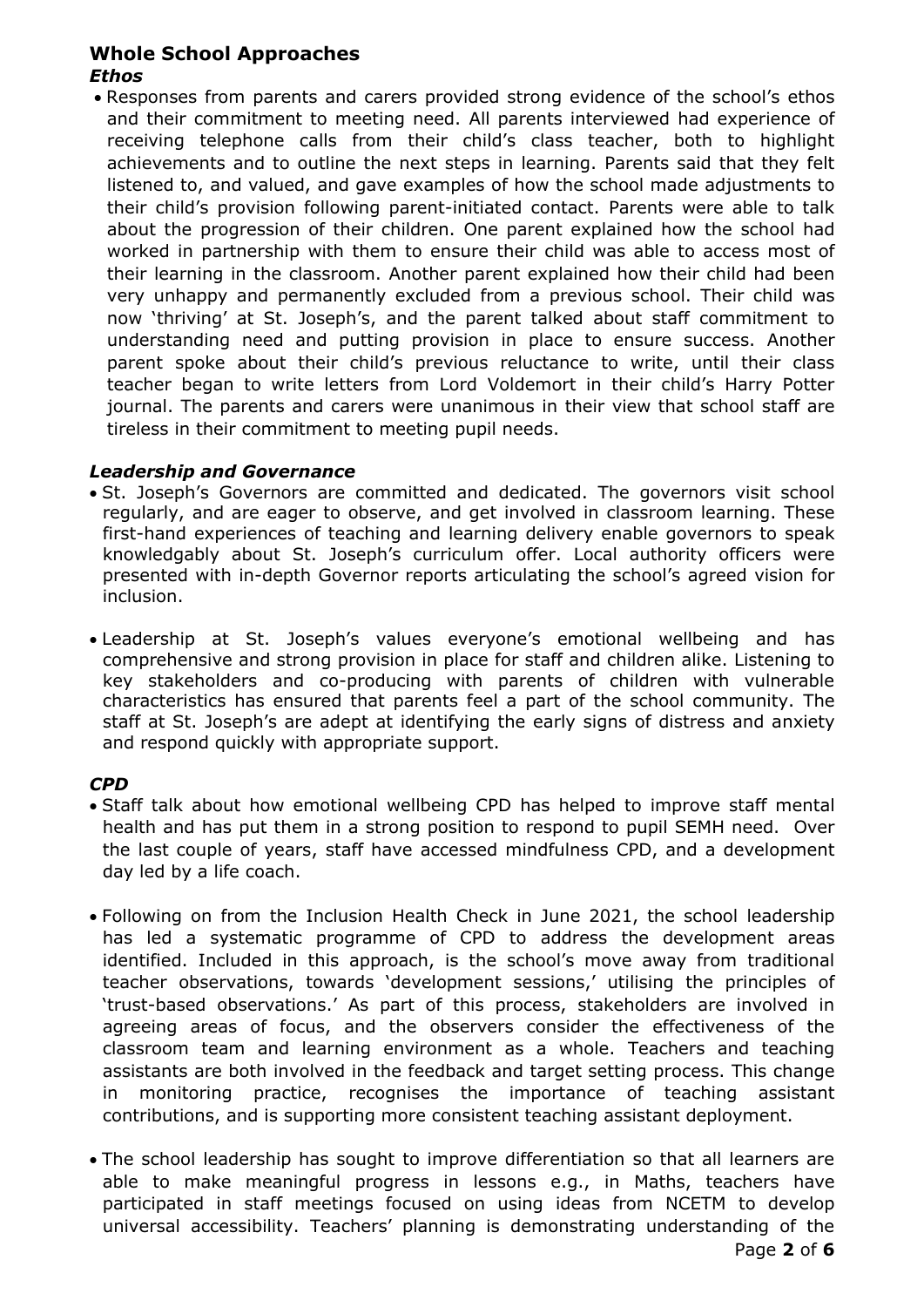## Whole School Approaches

### *Ethos*

- Responses from parents and carers provided strong evidence of the school's ethos and their commitment to meeting need. All parents interviewed had experience of receiving telephone calls from their child's class teacher, both to highlight achievements and to outline the next steps in learning. Parents said that they felt listened to, and valued, and gave examples of how the school made adjustments to their child's provision following parent-initiated contact. Parents were able to talk about the progression of their children. One parent explained how the school had worked in partnership with them to ensure their child was able to access most of their learning in the classroom. Another parent explained how their child had been very unhappy and permanently excluded from a previous school. Their child was now 'thriving' at St. Joseph's, and the parent talked about staff commitment to understanding need and putting provision in place to ensure success. Another parent spoke about their child's previous reluctance to write, until their class teacher began to write letters from Lord Voldemort in their child's Harry Potter journal. The parents and carers were unanimous in their view that school staff are tireless in their commitment to meeting pupil needs.

### *Leadership and Governance*

- St. Joseph's Governors are committed and dedicated. The governors visit school regularly, and are eager to observe, and get involved in classroom learning. These first-hand experiences of teaching and learning delivery enable governors to speak knowledgably about St. Joseph's curriculum offer. Local authority officers were presented with in-depth Governor reports articulating the school's agreed vision for inclusion.

- Leadership at St. Joseph's values everyone's emotional wellbeing and has comprehensive and strong provision in place for staff and children alike. Listening to key stakeholders and co-producing with parents of children with vulnerable characteristics has ensured that parents feel a part of the school community. The staff at St. Joseph's are adept at identifying the early signs of distress and anxiety and respond quickly with appropriate support.

### *CPD*

- Staff talk about how emotional wellbeing CPD has helped to improve staff mental health and has put them in a strong position to respond to pupil SEMH need. Over the last couple of years, staff have accessed mindfulness CPD, and a development day led by a life coach.

- Following on from the Inclusion Health Check in June 2021, the school leadership has led a systematic programme of CPD to address the development areas identified. Included in this approach, is the school's move away from traditional teacher observations, towards 'development sessions,' utilising the principles of 'trust-based observations.' As part of this process, stakeholders are involved in agreeing areas of focus, and the observers consider the effectiveness of the classroom team and learning environment as a whole. Teachers and teaching assistants are both involved in the feedback and target setting process. This change in monitoring practice, recognises the importance of teaching assistant contributions, and is supporting more consistent teaching assistant deployment.

- The school leadership has sought to improve differentiation so that all learners are able to make meaningful progress in lessons e.g., in Maths, teachers have participated in staff meetings focused on using ideas from NCETM to develop universal accessibility. Teachers' planning is demonstrating understanding of the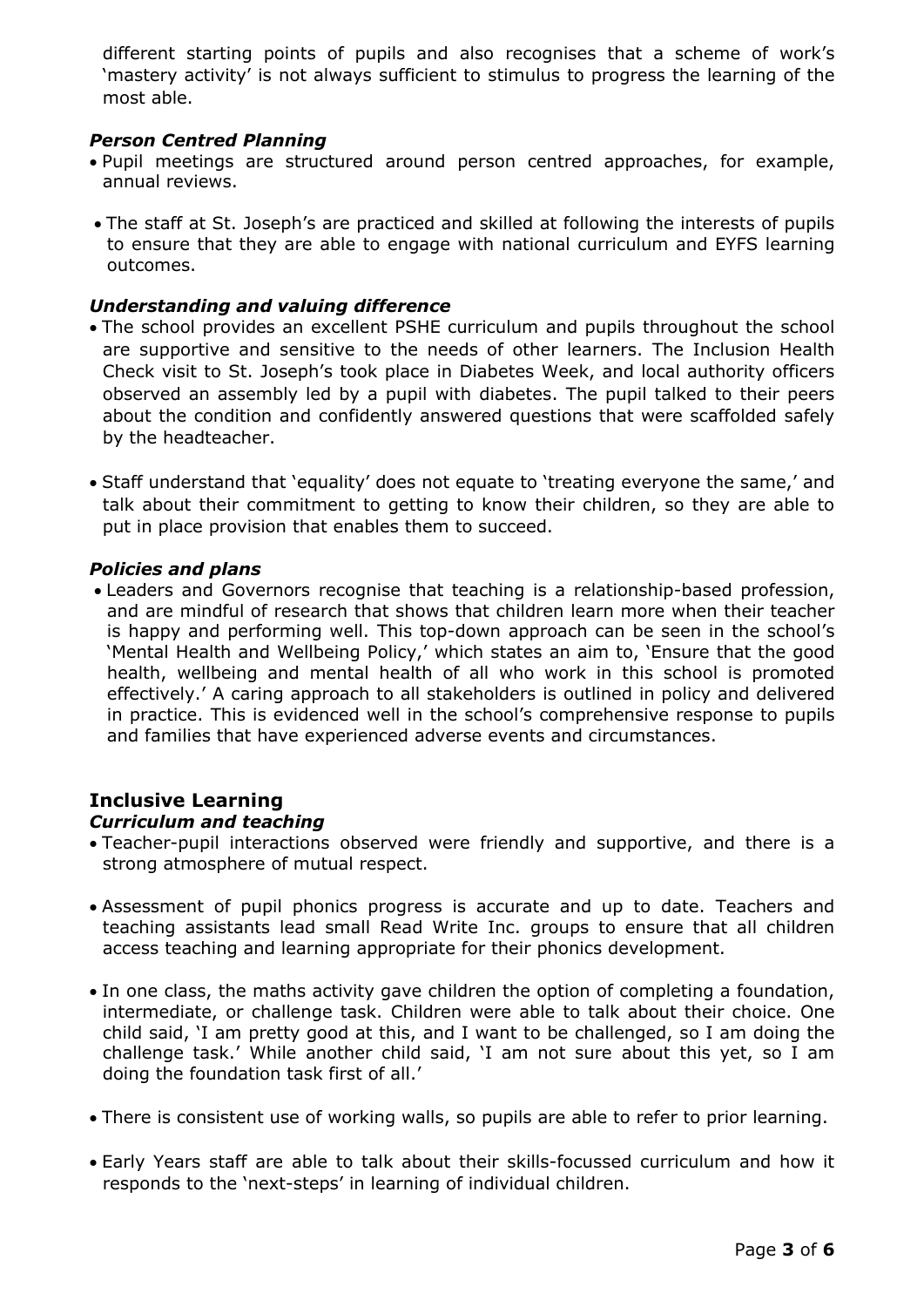different starting points of pupils and also recognises that a scheme of work's 'mastery activity' is not always sufficient to stimulus to progress the learning of the most able.

***Person Centred Planning***

- Pupil meetings are structured around person centred approaches, for example, annual reviews.
- The staff at St. Joseph's are practiced and skilled at following the interests of pupils to ensure that they are able to engage with national curriculum and EYFS learning outcomes.

***Understanding and valuing difference***

- The school provides an excellent PSHE curriculum and pupils throughout the school are supportive and sensitive to the needs of other learners. The Inclusion Health Check visit to St. Joseph's took place in Diabetes Week, and local authority officers observed an assembly led by a pupil with diabetes. The pupil talked to their peers about the condition and confidently answered questions that were scaffolded safely by the headteacher.
- Staff understand that 'equality' does not equate to 'treating everyone the same,' and talk about their commitment to getting to know their children, so they are able to put in place provision that enables them to succeed.

***Policies and plans***

- Leaders and Governors recognise that teaching is a relationship-based profession, and are mindful of research that shows that children learn more when their teacher is happy and performing well. This top-down approach can be seen in the school's 'Mental Health and Wellbeing Policy,' which states an aim to, 'Ensure that the good health, wellbeing and mental health of all who work in this school is promoted effectively.' A caring approach to all stakeholders is outlined in policy and delivered in practice. This is evidenced well in the school's comprehensive response to pupils and families that have experienced adverse events and circumstances.

## Inclusive Learning

***Curriculum and teaching***

- Teacher-pupil interactions observed were friendly and supportive, and there is a strong atmosphere of mutual respect.
- Assessment of pupil phonics progress is accurate and up to date. Teachers and teaching assistants lead small Read Write Inc. groups to ensure that all children access teaching and learning appropriate for their phonics development.
- In one class, the maths activity gave children the option of completing a foundation, intermediate, or challenge task. Children were able to talk about their choice. One child said, 'I am pretty good at this, and I want to be challenged, so I am doing the challenge task.' While another child said, 'I am not sure about this yet, so I am doing the foundation task first of all.'
- There is consistent use of working walls, so pupils are able to refer to prior learning.
- Early Years staff are able to talk about their skills-focussed curriculum and how it responds to the 'next-steps' in learning of individual children.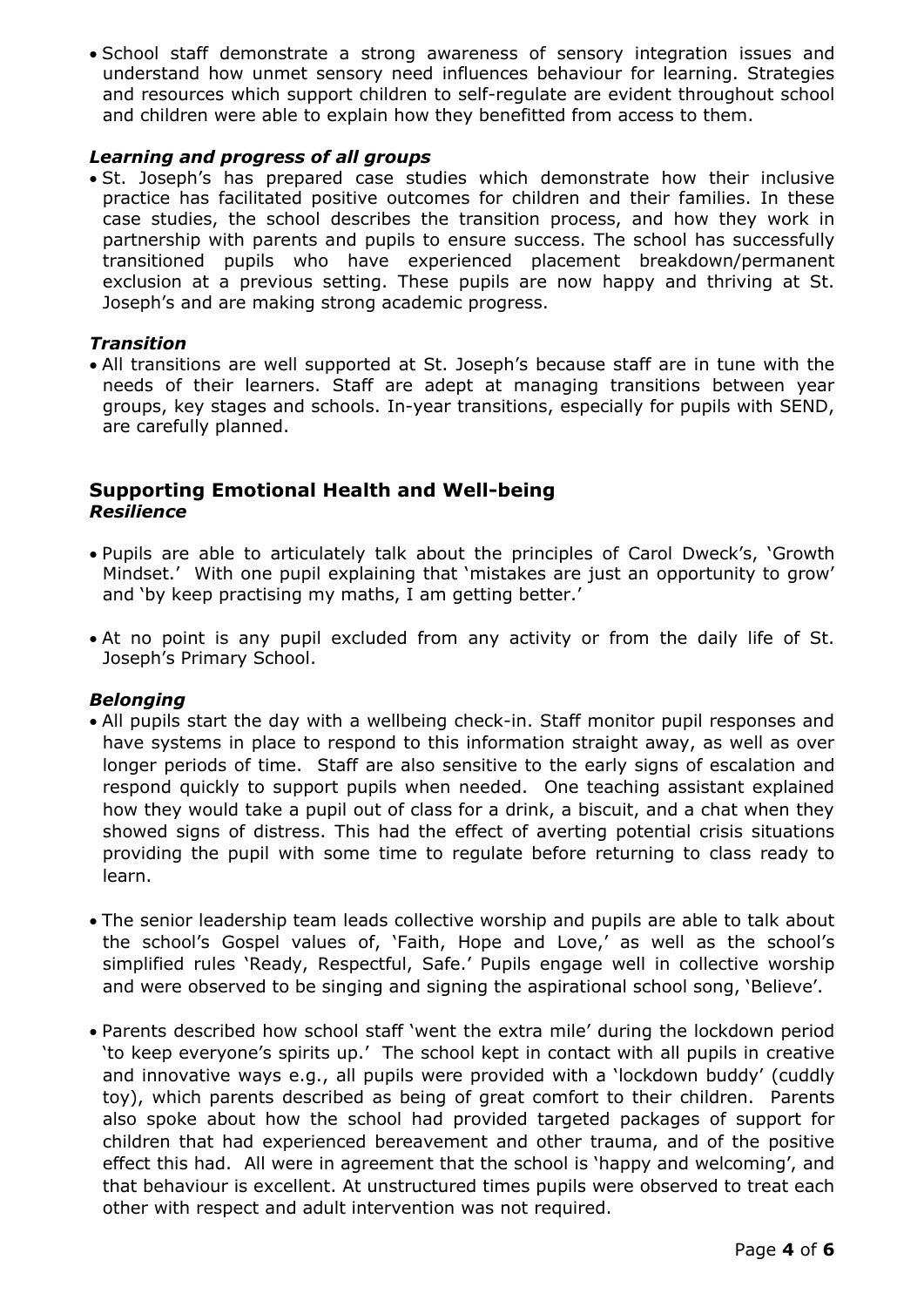- School staff demonstrate a strong awareness of sensory integration issues and understand how unmet sensory need influences behaviour for learning. Strategies and resources which support children to self-regulate are evident throughout school and children were able to explain how they benefitted from access to them.

### *Learning and progress of all groups*

- St. Joseph's has prepared case studies which demonstrate how their inclusive practice has facilitated positive outcomes for children and their families. In these case studies, the school describes the transition process, and how they work in partnership with parents and pupils to ensure success. The school has successfully transitioned pupils who have experienced placement breakdown/permanent exclusion at a previous setting. These pupils are now happy and thriving at St. Joseph's and are making strong academic progress.

### *Transition*

- All transitions are well supported at St. Joseph's because staff are in tune with the needs of their learners. Staff are adept at managing transitions between year groups, key stages and schools. In-year transitions, especially for pupils with SEND, are carefully planned.

## Supporting Emotional Health and Well-being

### *Resilience*

- Pupils are able to articulately talk about the principles of Carol Dweck's, 'Growth Mindset.' With one pupil explaining that 'mistakes are just an opportunity to grow' and 'by keep practising my maths, I am getting better.'

- At no point is any pupil excluded from any activity or from the daily life of St. Joseph's Primary School.

### *Belonging*

- All pupils start the day with a wellbeing check-in. Staff monitor pupil responses and have systems in place to respond to this information straight away, as well as over longer periods of time. Staff are also sensitive to the early signs of escalation and respond quickly to support pupils when needed. One teaching assistant explained how they would take a pupil out of class for a drink, a biscuit, and a chat when they showed signs of distress. This had the effect of averting potential crisis situations providing the pupil with some time to regulate before returning to class ready to learn.

- The senior leadership team leads collective worship and pupils are able to talk about the school's Gospel values of, 'Faith, Hope and Love,' as well as the school's simplified rules 'Ready, Respectful, Safe.' Pupils engage well in collective worship and were observed to be singing and signing the aspirational school song, 'Believe'.

- Parents described how school staff 'went the extra mile' during the lockdown period 'to keep everyone's spirits up.' The school kept in contact with all pupils in creative and innovative ways e.g., all pupils were provided with a 'lockdown buddy' (cuddly toy), which parents described as being of great comfort to their children. Parents also spoke about how the school had provided targeted packages of support for children that had experienced bereavement and other trauma, and of the positive effect this had. All were in agreement that the school is 'happy and welcoming', and that behaviour is excellent. At unstructured times pupils were observed to treat each other with respect and adult intervention was not required.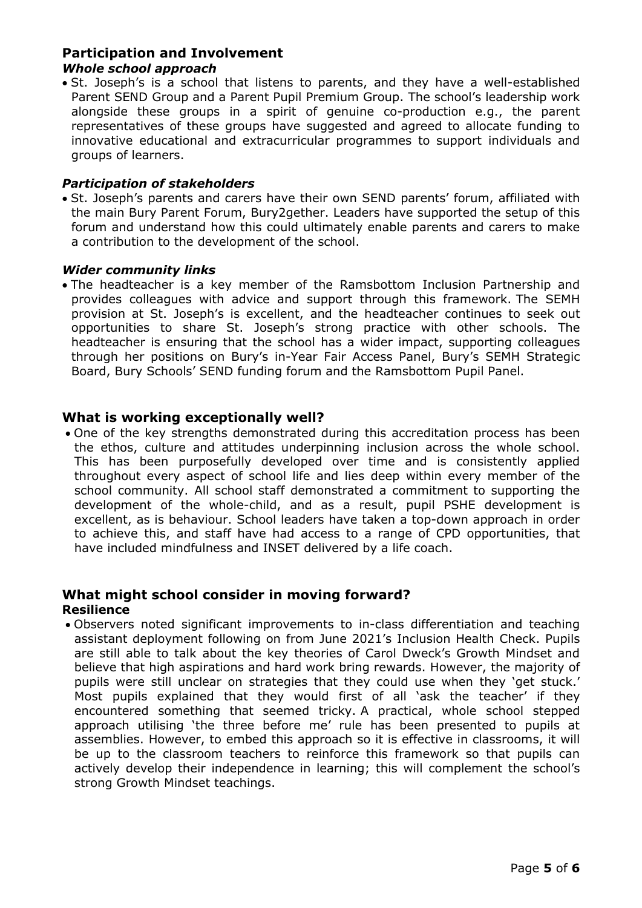## Participation and Involvement

### *Whole school approach*

- St. Joseph's is a school that listens to parents, and they have a well-established Parent SEND Group and a Parent Pupil Premium Group. The school's leadership work alongside these groups in a spirit of genuine co-production e.g., the parent representatives of these groups have suggested and agreed to allocate funding to innovative educational and extracurricular programmes to support individuals and groups of learners.

### *Participation of stakeholders*

- St. Joseph's parents and carers have their own SEND parents' forum, affiliated with the main Bury Parent Forum, Bury2gether. Leaders have supported the setup of this forum and understand how this could ultimately enable parents and carers to make a contribution to the development of the school.

### *Wider community links*

- The headteacher is a key member of the Ramsbottom Inclusion Partnership and provides colleagues with advice and support through this framework. The SEMH provision at St. Joseph's is excellent, and the headteacher continues to seek out opportunities to share St. Joseph's strong practice with other schools. The headteacher is ensuring that the school has a wider impact, supporting colleagues through her positions on Bury's in-Year Fair Access Panel, Bury's SEMH Strategic Board, Bury Schools' SEND funding forum and the Ramsbottom Pupil Panel.

## What is working exceptionally well?

- One of the key strengths demonstrated during this accreditation process has been the ethos, culture and attitudes underpinning inclusion across the whole school. This has been purposefully developed over time and is consistently applied throughout every aspect of school life and lies deep within every member of the school community. All school staff demonstrated a commitment to supporting the development of the whole-child, and as a result, pupil PSHE development is excellent, as is behaviour. School leaders have taken a top-down approach in order to achieve this, and staff have had access to a range of CPD opportunities, that have included mindfulness and INSET delivered by a life coach.

## What might school consider in moving forward?

### Resilience

- Observers noted significant improvements to in-class differentiation and teaching assistant deployment following on from June 2021's Inclusion Health Check. Pupils are still able to talk about the key theories of Carol Dweck's Growth Mindset and believe that high aspirations and hard work bring rewards. However, the majority of pupils were still unclear on strategies that they could use when they 'get stuck.' Most pupils explained that they would first of all 'ask the teacher' if they encountered something that seemed tricky. A practical, whole school stepped approach utilising 'the three before me' rule has been presented to pupils at assemblies. However, to embed this approach so it is effective in classrooms, it will be up to the classroom teachers to reinforce this framework so that pupils can actively develop their independence in learning; this will complement the school's strong Growth Mindset teachings.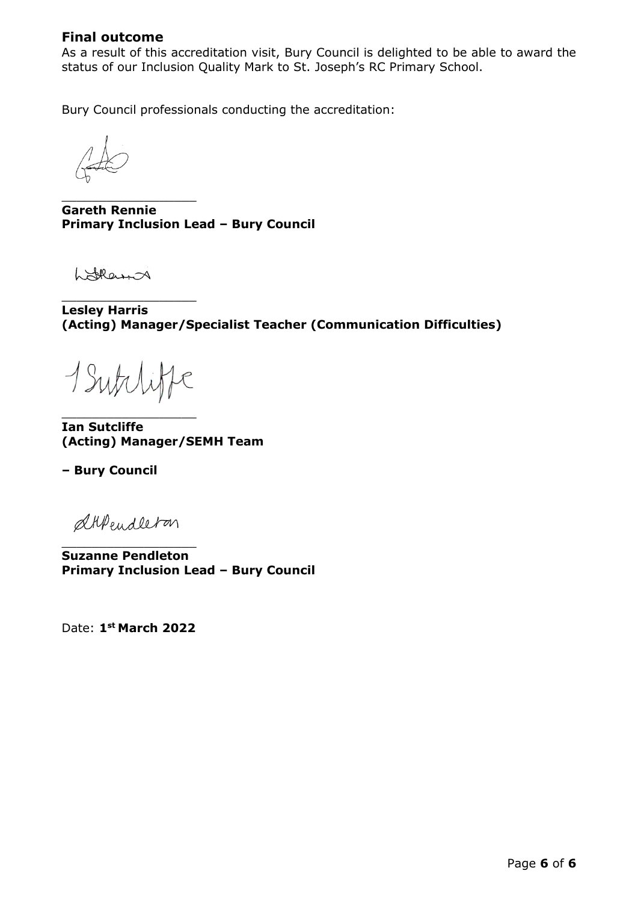## Final outcome

As a result of this accreditation visit, Bury Council is delighted to be able to award the status of our Inclusion Quality Mark to St. Joseph's RC Primary School.

Bury Council professionals conducting the accreditation:

\_\_\_\_\_\_\_\_\_\_\_\_\_\_\_\_\_\_\_

**Gareth Rennie**
**Primary Inclusion Lead – Bury Council**

\_\_\_\_\_\_\_\_\_\_\_\_\_\_\_\_\_\_\_

**Lesley Harris**
**(Acting) Manager/Specialist Teacher (Communication Difficulties)**

\_\_\_\_\_\_\_\_\_\_\_\_\_\_\_\_\_\_\_

**Ian Sutcliffe**
**(Acting) Manager/SEMH Team**

**– Bury Council**

\_\_\_\_\_\_\_\_\_\_\_\_\_\_\_\_\_\_\_

**Suzanne Pendleton**
**Primary Inclusion Lead – Bury Council**

Date: **1st March 2022**